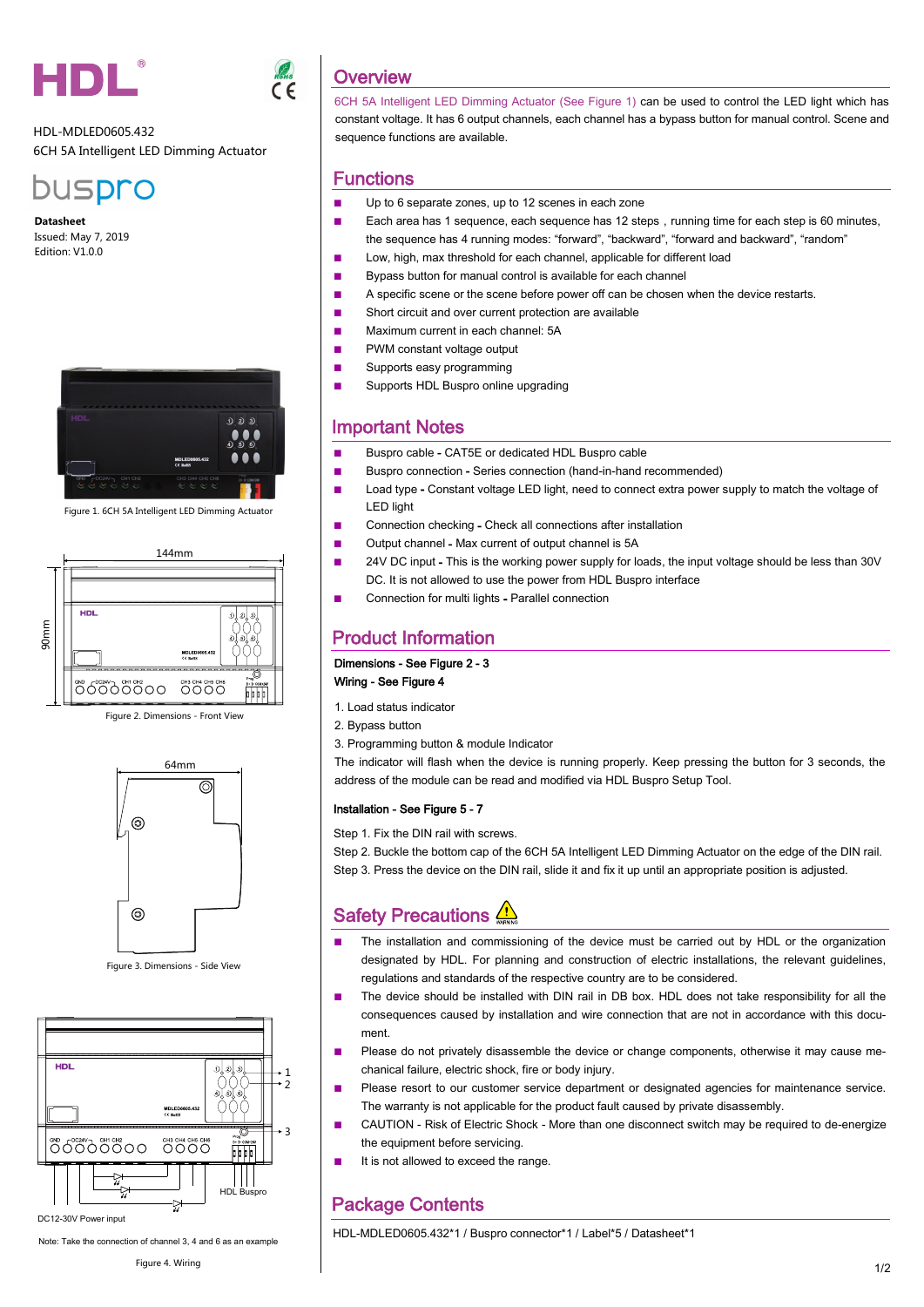HDL-MDLED0605.432
6CH 5A Intelligent LED Dimming Actuator

**Datasheet**
Issued: May 7, 2019
Edition: V1.0.0

Figure 1. 6CH 5A Intelligent LED Dimming Actuator

Figure 2. Dimensions - Front View

Figure 3. Dimensions - Side View

DC12-30V Power input

Note: Take the connection of channel 3, 4 and 6 as an example

Figure 4. Wiring

## Overview

6CH 5A Intelligent LED Dimming Actuator (See Figure 1) can be used to control the LED light which has constant voltage. It has 6 output channels, each channel has a bypass button for manual control. Scene and sequence functions are available.

## Functions

- Up to 6 separate zones, up to 12 scenes in each zone
- Each area has 1 sequence, each sequence has 12 steps，running time for each step is 60 minutes, the sequence has 4 running modes: "forward", "backward", "forward and backward", "random"
- Low, high, max threshold for each channel, applicable for different load
- Bypass button for manual control is available for each channel
- A specific scene or the scene before power off can be chosen when the device restarts.
- Short circuit and over current protection are available
- Maximum current in each channel: 5A
- PWM constant voltage output
- Supports easy programming
- Supports HDL Buspro online upgrading

## Important Notes

- Buspro cable - CAT5E or dedicated HDL Buspro cable
- Buspro connection - Series connection (hand-in-hand recommended)
- Load type - Constant voltage LED light, need to connect extra power supply to match the voltage of LED light
- Connection checking - Check all connections after installation
- Output channel - Max current of output channel is 5A
- 24V DC input - This is the working power supply for loads, the input voltage should be less than 30V DC. It is not allowed to use the power from HDL Buspro interface
- Connection for multi lights - Parallel connection

## Product Information

**Dimensions - See Figure 2 - 3**
**Wiring - See Figure 4**

1. Load status indicator
2. Bypass button
3. Programming button & module Indicator

The indicator will flash when the device is running properly. Keep pressing the button for 3 seconds, the address of the module can be read and modified via HDL Buspro Setup Tool.

**Installation - See Figure 5 - 7**

Step 1. Fix the DIN rail with screws.
Step 2. Buckle the bottom cap of the 6CH 5A Intelligent LED Dimming Actuator on the edge of the DIN rail.
Step 3. Press the device on the DIN rail, slide it and fix it up until an appropriate position is adjusted.

## Safety Precautions

- The installation and commissioning of the device must be carried out by HDL or the organization designated by HDL. For planning and construction of electric installations, the relevant guidelines, regulations and standards of the respective country are to be considered.
- The device should be installed with DIN rail in DB box. HDL does not take responsibility for all the consequences caused by installation and wire connection that are not in accordance with this document.
- Please do not privately disassemble the device or change components, otherwise it may cause mechanical failure, electric shock, fire or body injury.
- Please resort to our customer service department or designated agencies for maintenance service. The warranty is not applicable for the product fault caused by private disassembly.
- CAUTION - Risk of Electric Shock - More than one disconnect switch may be required to de-energize the equipment before servicing.
- It is not allowed to exceed the range.

## Package Contents

HDL-MDLED0605.432*1 / Buspro connector*1 / Label*5 / Datasheet*1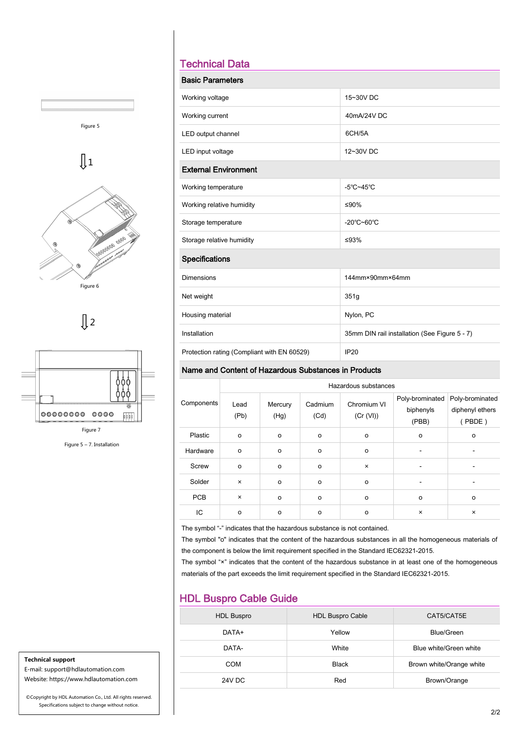Figure 5

1

Figure 6

2

Figure 7

Figure 5 – 7. Installation

**Technical support**
E-mail: support@hdlautomation.com
Website: https://www.hdlautomation.com

©Copyright by HDL Automation Co., Ltd. All rights reserved.
Specifications subject to change without notice.

## Technical Data

| Basic Parameters | |
|---|---|
| Working voltage | 15~30V DC |
| Working current | 40mA/24V DC |
| LED output channel | 6CH/5A |
| LED input voltage | 12~30V DC |
| **External Environment** | |
| Working temperature | -5℃~45℃ |
| Working relative humidity | ≤90% |
| Storage temperature | -20℃~60℃ |
| Storage relative humidity | ≤93% |
| **Specifications** | |
| Dimensions | 144mm×90mm×64mm |
| Net weight | 351g |
| Housing material | Nylon, PC |
| Installation | 35mm DIN rail installation (See Figure 5 - 7) |
| Protection rating (Compliant with EN 60529) | IP20 |

### Name and Content of Hazardous Substances in Products

| Components | Hazardous substances | | | | | |
|---|---|---|---|---|---|---|
| | Lead (Pb) | Mercury (Hg) | Cadmium (Cd) | Chromium VI (Cr (VI)) | Poly-brominated biphenyls (PBB) | Poly-brominated diphenyl ethers ( PBDE ) |
| Plastic | o | o | o | o | o | o |
| Hardware | o | o | o | o | - | - |
| Screw | o | o | o | × | - | - |
| Solder | × | o | o | o | - | - |
| PCB | × | o | o | o | o | o |
| IC | o | o | o | o | × | × |

The symbol “-” indicates that the hazardous substance is not contained.
The symbol "o" indicates that the content of the hazardous substances in all the homogeneous materials of the component is below the limit requirement specified in the Standard IEC62321-2015.
The symbol “×” indicates that the content of the hazardous substance in at least one of the homogeneous materials of the part exceeds the limit requirement specified in the Standard IEC62321-2015.

## HDL Buspro Cable Guide

| HDL Buspro | HDL Buspro Cable | CAT5/CAT5E |
|---|---|---|
| DATA+ | Yellow | Blue/Green |
| DATA- | White | Blue white/Green white |
| COM | Black | Brown white/Orange white |
| 24V DC | Red | Brown/Orange |